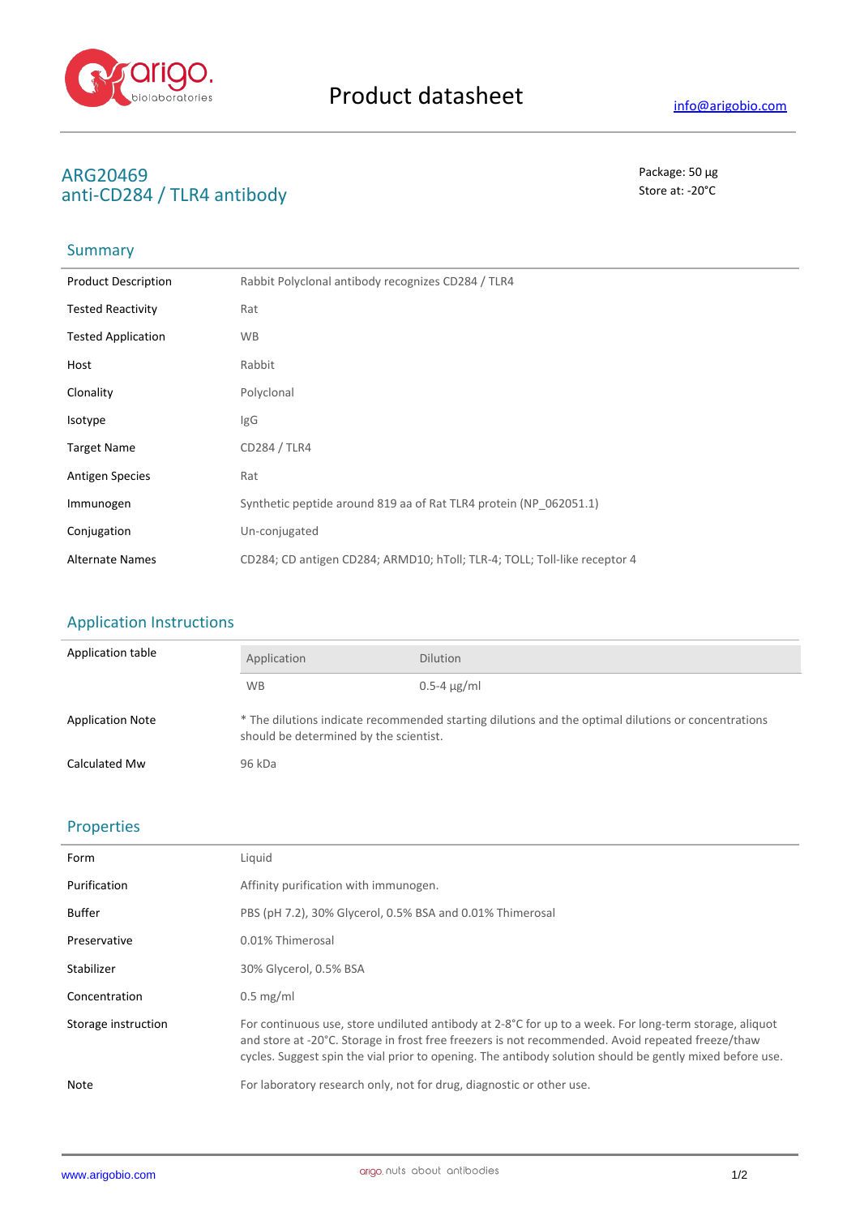# Product datasheet

info@arigobio.com

## ARG20469
## anti-CD284 / TLR4 antibody

Package: 50 μg
Store at: -20°C

### Summary

| | |
|---|---|
| Product Description | Rabbit Polyclonal antibody recognizes CD284 / TLR4 |
| Tested Reactivity | Rat |
| Tested Application | WB |
| Host | Rabbit |
| Clonality | Polyclonal |
| Isotype | IgG |
| Target Name | CD284 / TLR4 |
| Antigen Species | Rat |
| Immunogen | Synthetic peptide around 819 aa of Rat TLR4 protein (NP_062051.1) |
| Conjugation | Un-conjugated |
| Alternate Names | CD284; CD antigen CD284; ARMD10; hToll; TLR-4; TOLL; Toll-like receptor 4 |

### Application Instructions

Application table

| Application | Dilution |
|---|---|
| WB | 0.5-4 μg/ml |

| | |
|---|---|
| Application Note | * The dilutions indicate recommended starting dilutions and the optimal dilutions or concentrations should be determined by the scientist. |
| Calculated Mw | 96 kDa |

### Properties

| | |
|---|---|
| Form | Liquid |
| Purification | Affinity purification with immunogen. |
| Buffer | PBS (pH 7.2), 30% Glycerol, 0.5% BSA and 0.01% Thimerosal |
| Preservative | 0.01% Thimerosal |
| Stabilizer | 30% Glycerol, 0.5% BSA |
| Concentration | 0.5 mg/ml |
| Storage instruction | For continuous use, store undiluted antibody at 2-8°C for up to a week. For long-term storage, aliquot and store at -20°C. Storage in frost free freezers is not recommended. Avoid repeated freeze/thaw cycles. Suggest spin the vial prior to opening. The antibody solution should be gently mixed before use. |
| Note | For laboratory research only, not for drug, diagnostic or other use. |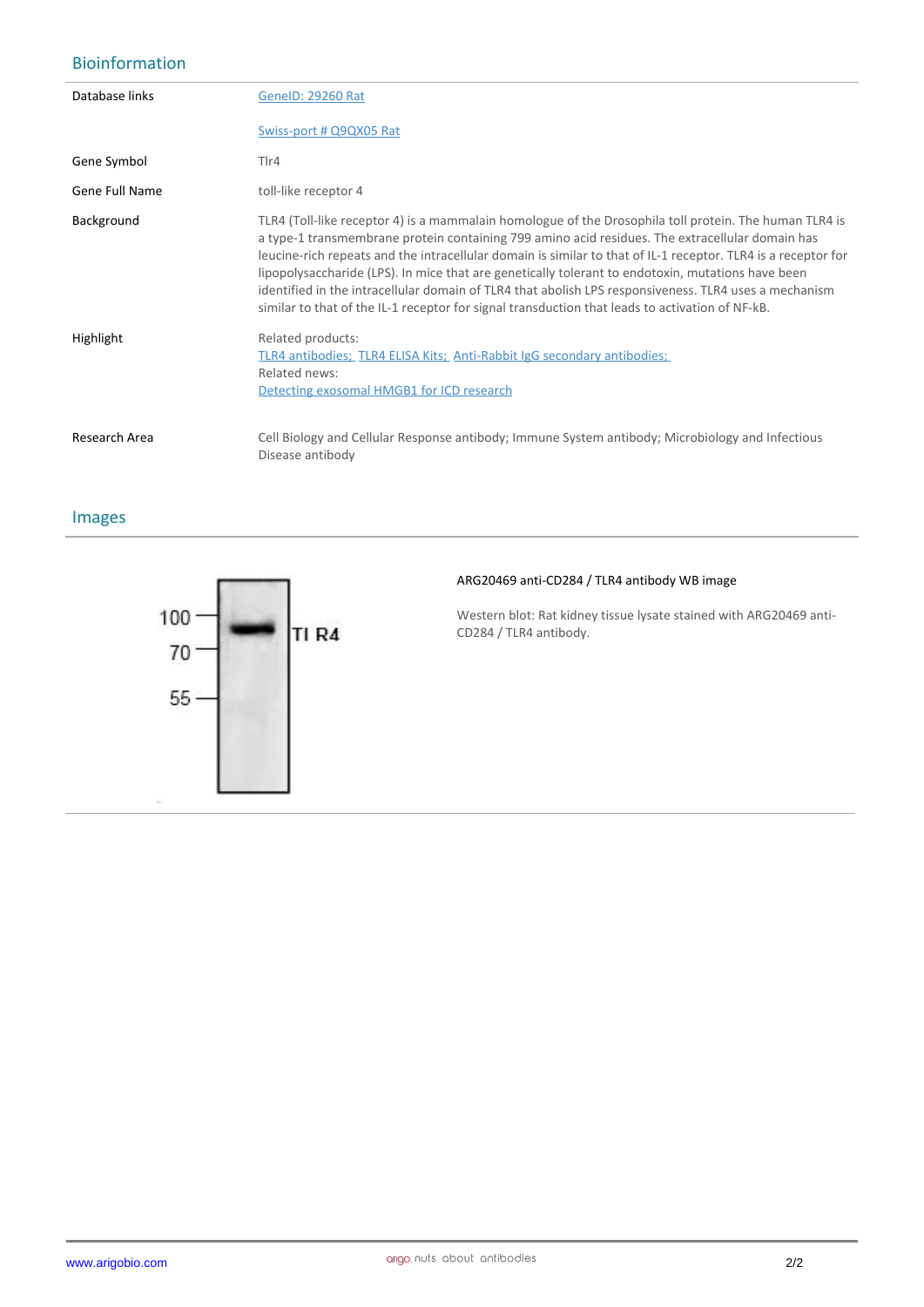## Bioinformation

| | |
|---|---|
| Database links | GeneID: 29260 Rat<br><br>Swiss-port # Q9QX05 Rat |
| Gene Symbol | Tlr4 |
| Gene Full Name | toll-like receptor 4 |
| Background | TLR4 (Toll-like receptor 4) is a mammalain homologue of the Drosophila toll protein. The human TLR4 is a type-1 transmembrane protein containing 799 amino acid residues. The extracellular domain has leucine-rich repeats and the intracellular domain is similar to that of IL-1 receptor. TLR4 is a receptor for lipopolysaccharide (LPS). In mice that are genetically tolerant to endotoxin, mutations have been identified in the intracellular domain of TLR4 that abolish LPS responsiveness. TLR4 uses a mechanism similar to that of the IL-1 receptor for signal transduction that leads to activation of NF-kB. |
| Highlight | Related products:<br>TLR4 antibodies; TLR4 ELISA Kits; Anti-Rabbit IgG secondary antibodies;<br>Related news:<br>Detecting exosomal HMGB1 for ICD research |
| Research Area | Cell Biology and Cellular Response antibody; Immune System antibody; Microbiology and Infectious Disease antibody |

## Images

100
70
55
TLR4

**ARG20469 anti-CD284 / TLR4 antibody WB image**

Western blot: Rat kidney tissue lysate stained with ARG20469 anti-CD284 / TLR4 antibody.